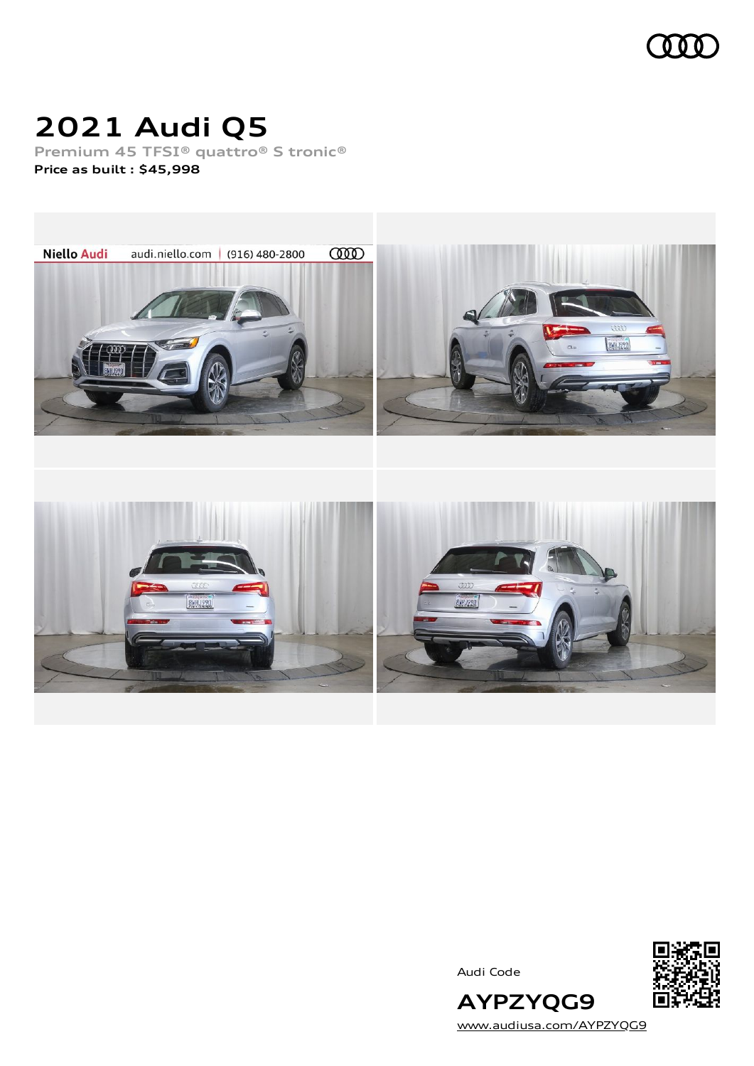# 2021 Audi Q5

Premium 45 TFSI® quattro® S tronic®

**Price as built : $45,998**

Audi Code

**AYPZYQG9**

www.audiusa.com/AYPZYQG9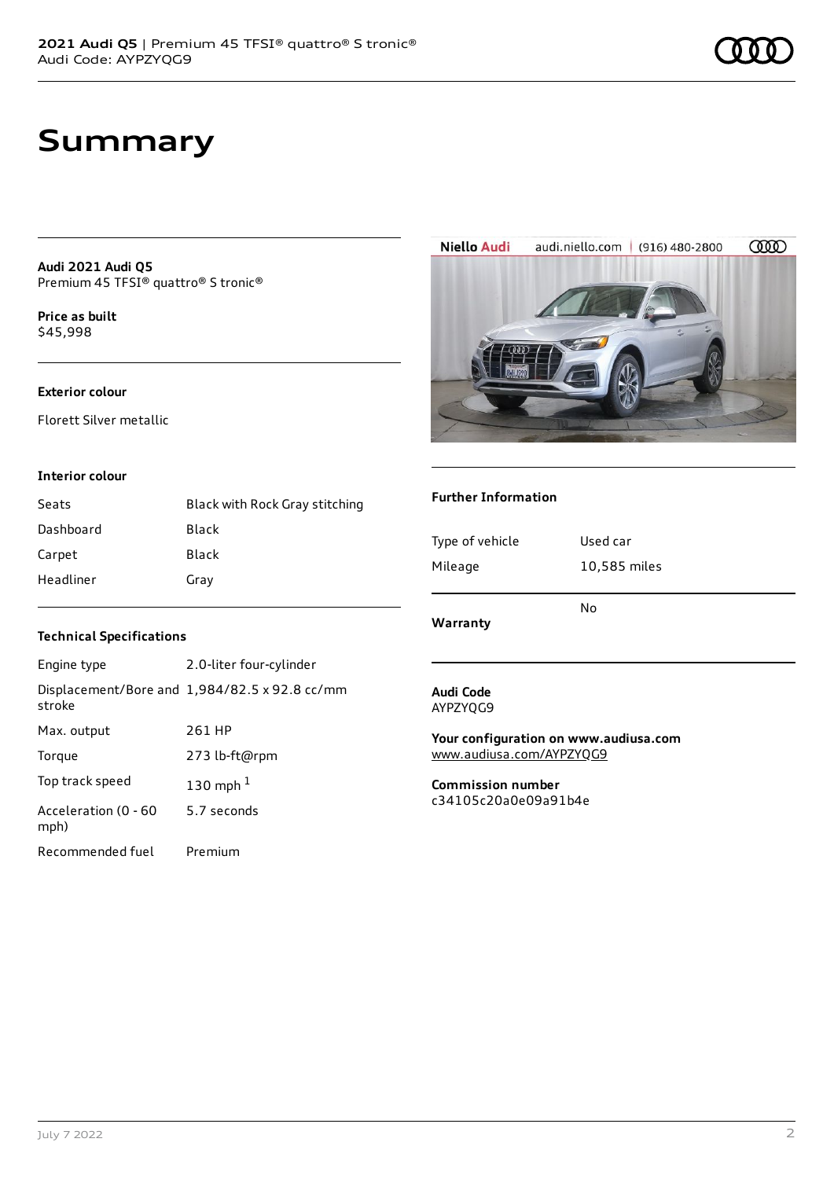# Summary

**Audi 2021 Audi Q5**
Premium 45 TFSI® quattro® S tronic®

**Price as built**
$45,998

### Exterior colour

Florett Silver metallic

### Interior colour

| | |
|---|---|
| Seats | Black with Rock Gray stitching |
| Dashboard | Black |
| Carpet | Black |
| Headliner | Gray |

### Technical Specifications

| | |
|---|---|
| Engine type | 2.0-liter four-cylinder |
| Displacement/Bore and stroke | 1,984/82.5 x 92.8 cc/mm |
| Max. output | 261 HP |
| Torque | 273 lb-ft@rpm |
| Top track speed | 130 mph [1] |
| Acceleration (0 - 60 mph) | 5.7 seconds |
| Recommended fuel | Premium |

### Further Information

| | |
|---|---|
| Type of vehicle | Used car |
| Mileage | 10,585 miles |
| **Warranty** | No |

**Audi Code**
AYPZYQG9

**Your configuration on www.audiusa.com**
www.audiusa.com/AYPZYQG9

**Commission number**
c34105c20a0e09a91b4e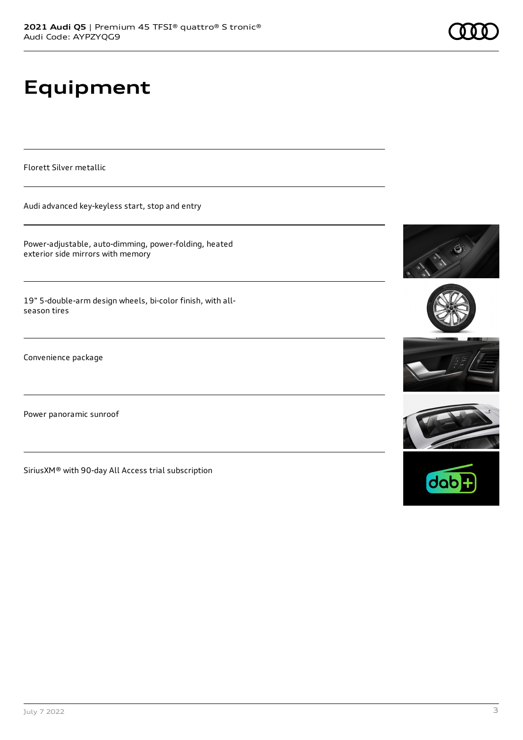# Equipment

Florett Silver metallic

Audi advanced key-keyless start, stop and entry

Power-adjustable, auto-dimming, power-folding, heated exterior side mirrors with memory

19" 5-double-arm design wheels, bi-color finish, with all-season tires

Convenience package

Power panoramic sunroof

SiriusXM® with 90-day All Access trial subscription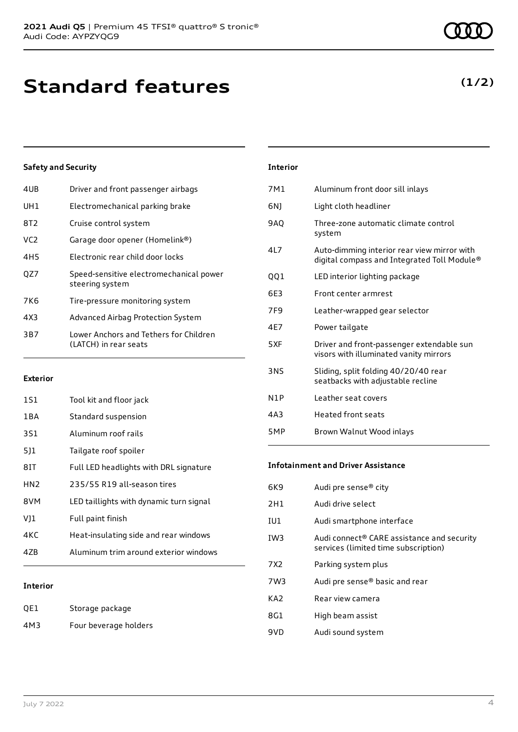# Standard features

**(1/2)**

### Safety and Security

| | |
|---|---|
| 4UB | Driver and front passenger airbags |
| UH1 | Electromechanical parking brake |
| 8T2 | Cruise control system |
| VC2 | Garage door opener (Homelink®) |
| 4H5 | Electronic rear child door locks |
| QZ7 | Speed-sensitive electromechanical power steering system |
| 7K6 | Tire-pressure monitoring system |
| 4X3 | Advanced Airbag Protection System |
| 3B7 | Lower Anchors and Tethers for Children (LATCH) in rear seats |

### Exterior

| | |
|---|---|
| 1S1 | Tool kit and floor jack |
| 1BA | Standard suspension |
| 3S1 | Aluminum roof rails |
| 5J1 | Tailgate roof spoiler |
| 8IT | Full LED headlights with DRL signature |
| HN2 | 235/55 R19 all-season tires |
| 8VM | LED taillights with dynamic turn signal |
| VJ1 | Full paint finish |
| 4KC | Heat-insulating side and rear windows |
| 4ZB | Aluminum trim around exterior windows |

### Interior

| | |
|---|---|
| QE1 | Storage package |
| 4M3 | Four beverage holders |
| 7M1 | Aluminum front door sill inlays |
| 6NJ | Light cloth headliner |
| 9AQ | Three-zone automatic climate control system |
| 4L7 | Auto-dimming interior rear view mirror with digital compass and Integrated Toll Module® |
| QQ1 | LED interior lighting package |
| 6E3 | Front center armrest |
| 7F9 | Leather-wrapped gear selector |
| 4E7 | Power tailgate |
| 5XF | Driver and front-passenger extendable sun visors with illuminated vanity mirrors |
| 3NS | Sliding, split folding 40/20/40 rear seatbacks with adjustable recline |
| N1P | Leather seat covers |
| 4A3 | Heated front seats |
| 5MP | Brown Walnut Wood inlays |

### Infotainment and Driver Assistance

| | |
|---|---|
| 6K9 | Audi pre sense® city |
| 2H1 | Audi drive select |
| IU1 | Audi smartphone interface |
| IW3 | Audi connect® CARE assistance and security services (limited time subscription) |
| 7X2 | Parking system plus |
| 7W3 | Audi pre sense® basic and rear |
| KA2 | Rear view camera |
| 8G1 | High beam assist |
| 9VD | Audi sound system |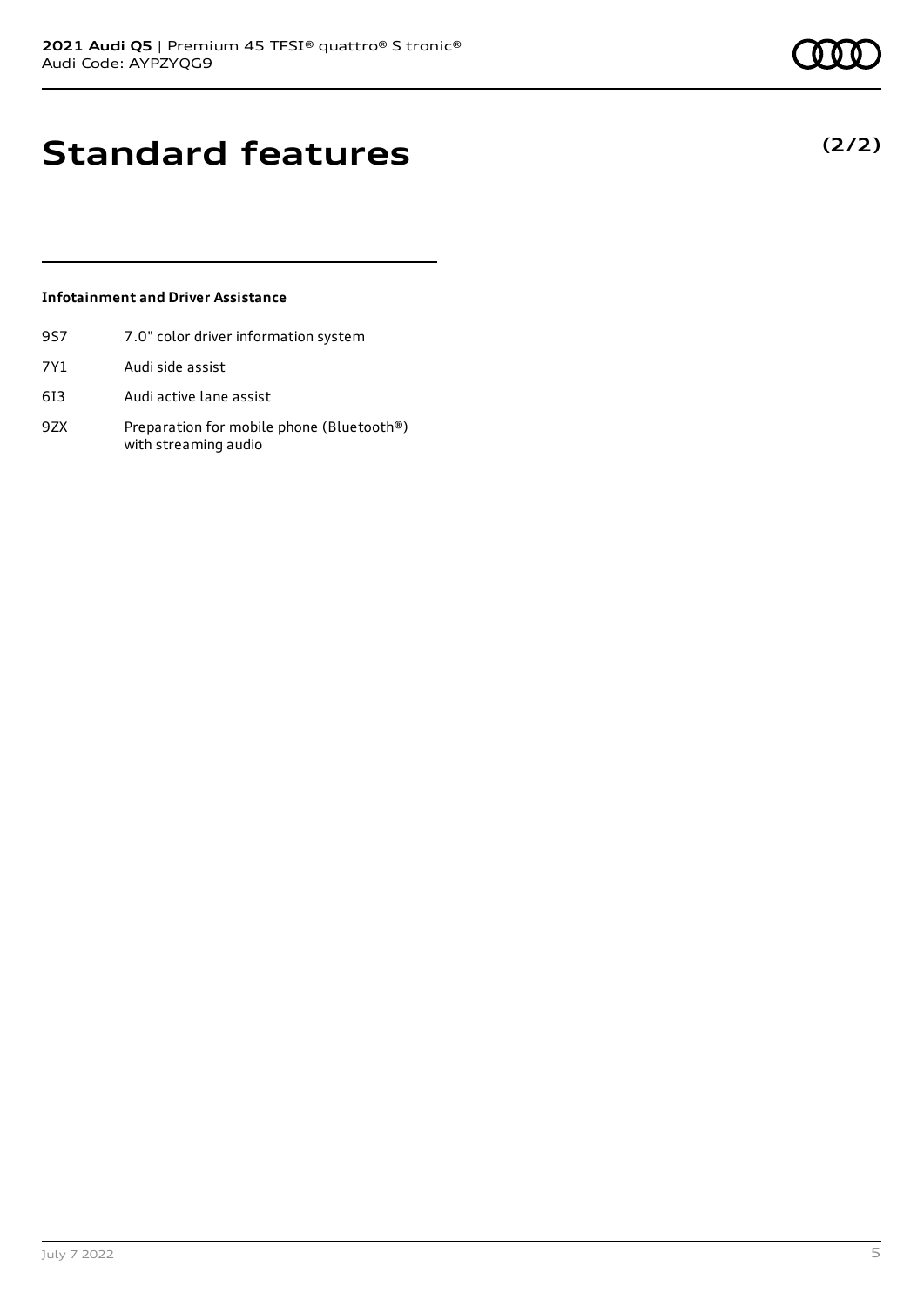# Standard features

**(2/2)**

### Infotainment and Driver Assistance

| | |
|---|---|
| 9S7 | 7.0" color driver information system |
| 7Y1 | Audi side assist |
| 6I3 | Audi active lane assist |
| 9ZX | Preparation for mobile phone (Bluetooth®) with streaming audio |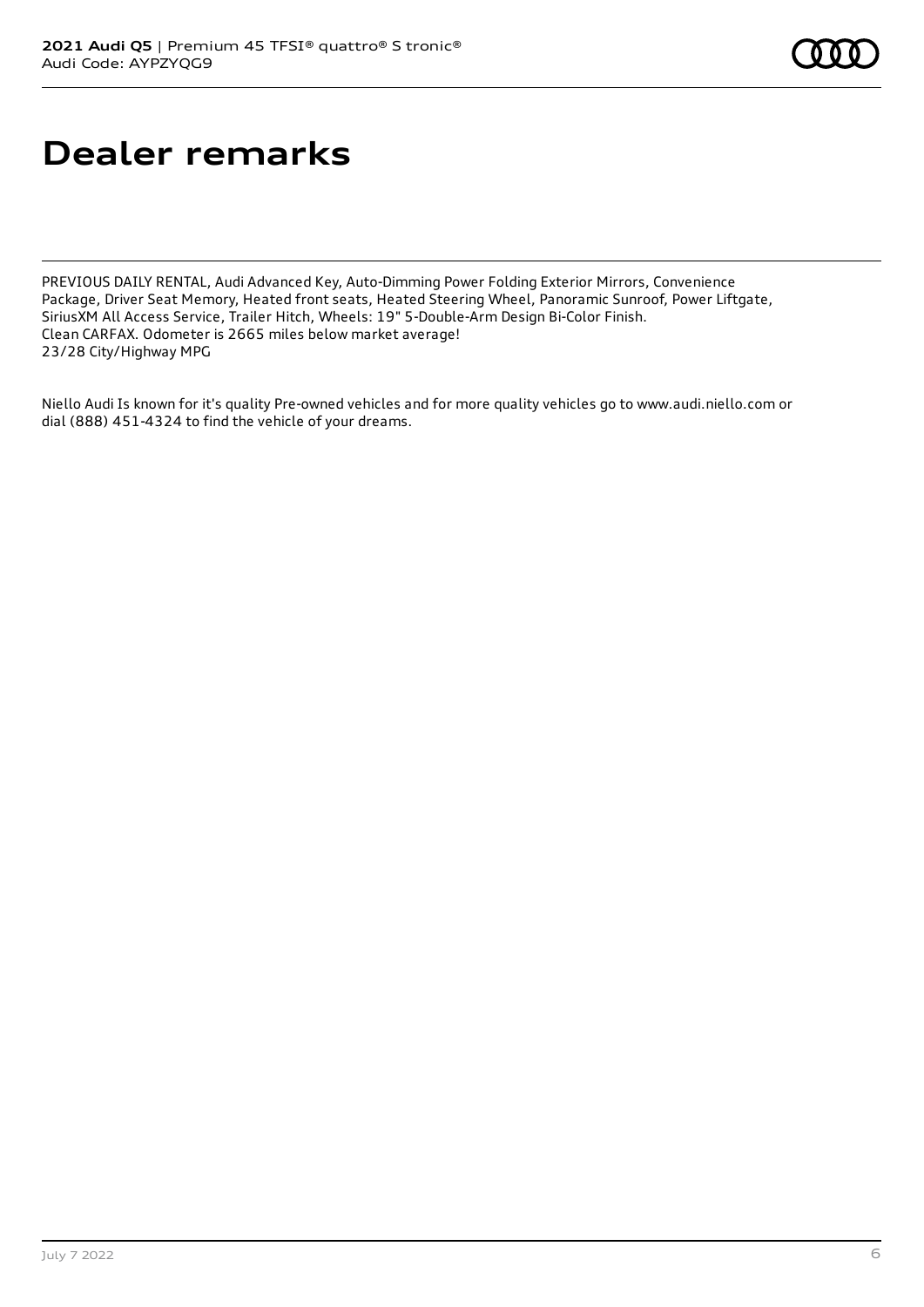# Dealer remarks

PREVIOUS DAILY RENTAL, Audi Advanced Key, Auto-Dimming Power Folding Exterior Mirrors, Convenience Package, Driver Seat Memory, Heated front seats, Heated Steering Wheel, Panoramic Sunroof, Power Liftgate, SiriusXM All Access Service, Trailer Hitch, Wheels: 19" 5-Double-Arm Design Bi-Color Finish.
Clean CARFAX. Odometer is 2665 miles below market average!
23/28 City/Highway MPG

Niello Audi Is known for it's quality Pre-owned vehicles and for more quality vehicles go to www.audi.niello.com or dial (888) 451-4324 to find the vehicle of your dreams.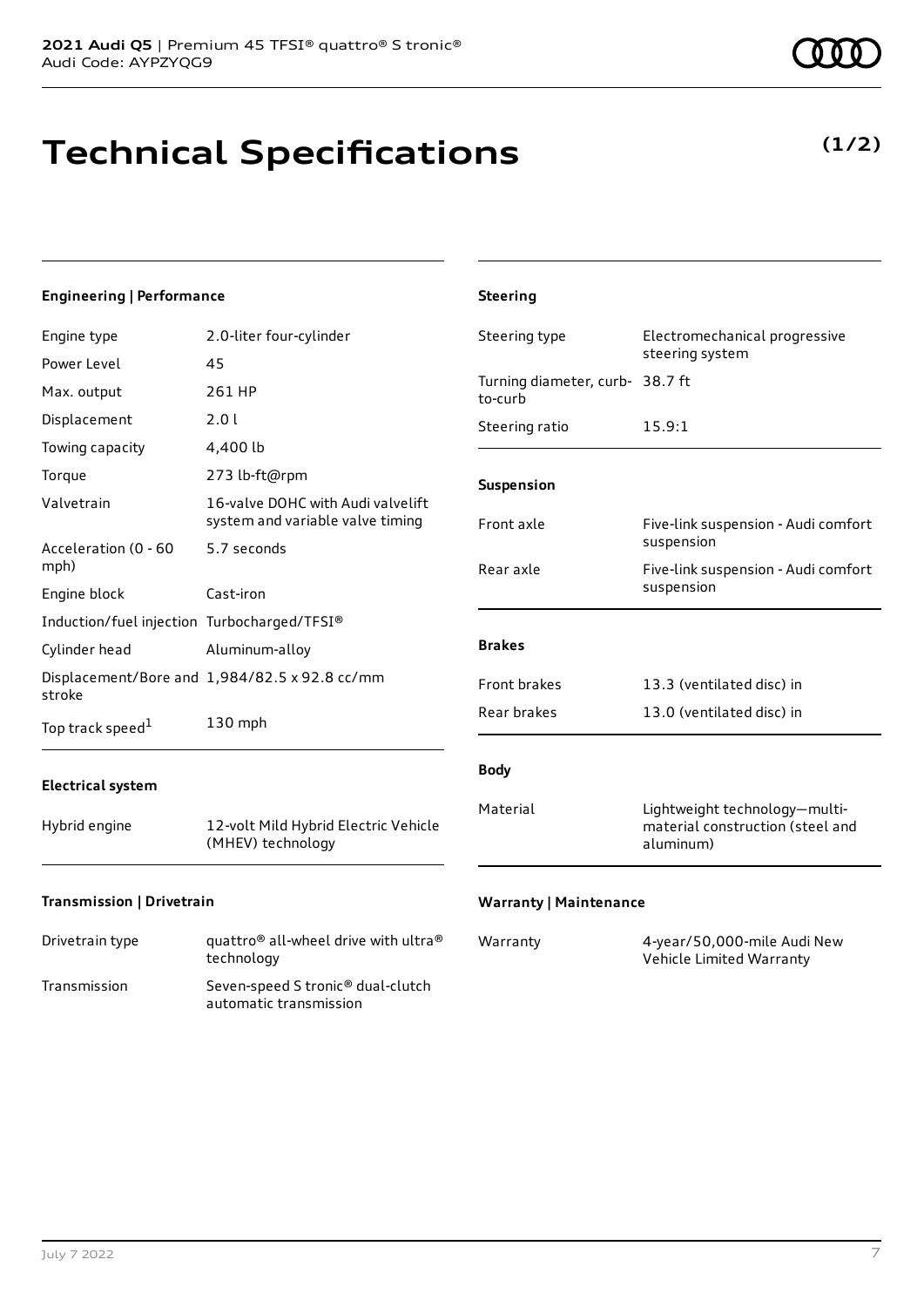# Technical Specifications

**(1/2)**

### Engineering | Performance

| | |
|---|---|
| Engine type | 2.0-liter four-cylinder |
| Power Level | 45 |
| Max. output | 261 HP |
| Displacement | 2.0 l |
| Towing capacity | 4,400 lb |
| Torque | 273 lb-ft@rpm |
| Valvetrain | 16-valve DOHC with Audi valvelift system and variable valve timing |
| Acceleration (0 - 60 mph) | 5.7 seconds |
| Engine block | Cast-iron |
| Induction/fuel injection | Turbocharged/TFSI® |
| Cylinder head | Aluminum-alloy |
| Displacement/Bore and stroke | 1,984/82.5 x 92.8 cc/mm |
| Top track speed[1] | 130 mph |

### Electrical system

| | |
|---|---|
| Hybrid engine | 12-volt Mild Hybrid Electric Vehicle (MHEV) technology |

### Transmission | Drivetrain

| | |
|---|---|
| Drivetrain type | quattro® all-wheel drive with ultra® technology |
| Transmission | Seven-speed S tronic® dual-clutch automatic transmission |

### Steering

| | |
|---|---|
| Steering type | Electromechanical progressive steering system |
| Turning diameter, curb-to-curb | 38.7 ft |
| Steering ratio | 15.9:1 |

### Suspension

| | |
|---|---|
| Front axle | Five-link suspension - Audi comfort suspension |
| Rear axle | Five-link suspension - Audi comfort suspension |

### Brakes

| | |
|---|---|
| Front brakes | 13.3 (ventilated disc) in |
| Rear brakes | 13.0 (ventilated disc) in |

### Body

| | |
|---|---|
| Material | Lightweight technology—multi-material construction (steel and aluminum) |

### Warranty | Maintenance

| | |
|---|---|
| Warranty | 4-year/50,000-mile Audi New Vehicle Limited Warranty |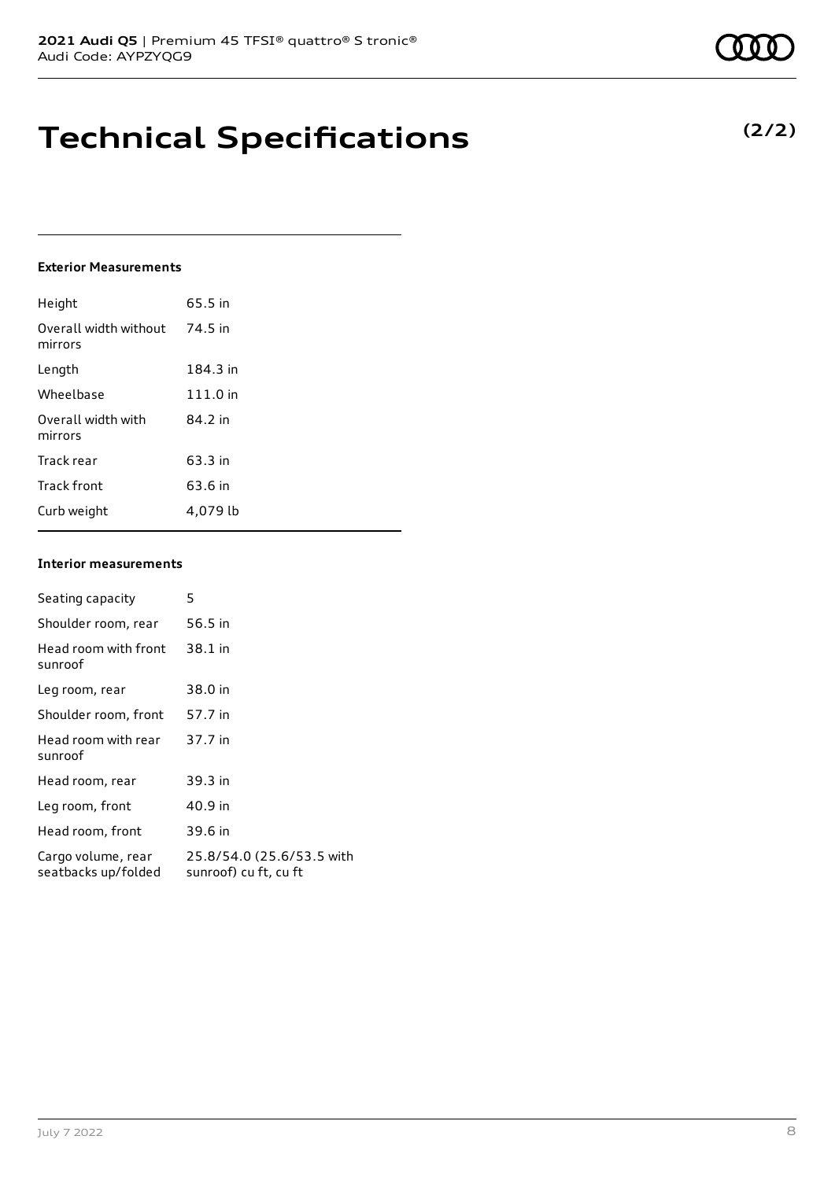# Technical Specifications

**(2/2)**

### Exterior Measurements

| | |
|---|---|
| Height | 65.5 in |
| Overall width without mirrors | 74.5 in |
| Length | 184.3 in |
| Wheelbase | 111.0 in |
| Overall width with mirrors | 84.2 in |
| Track rear | 63.3 in |
| Track front | 63.6 in |
| Curb weight | 4,079 lb |

### Interior measurements

| | |
|---|---|
| Seating capacity | 5 |
| Shoulder room, rear | 56.5 in |
| Head room with front sunroof | 38.1 in |
| Leg room, rear | 38.0 in |
| Shoulder room, front | 57.7 in |
| Head room with rear sunroof | 37.7 in |
| Head room, rear | 39.3 in |
| Leg room, front | 40.9 in |
| Head room, front | 39.6 in |
| Cargo volume, rear seatbacks up/folded | 25.8/54.0 (25.6/53.5 with sunroof) cu ft, cu ft |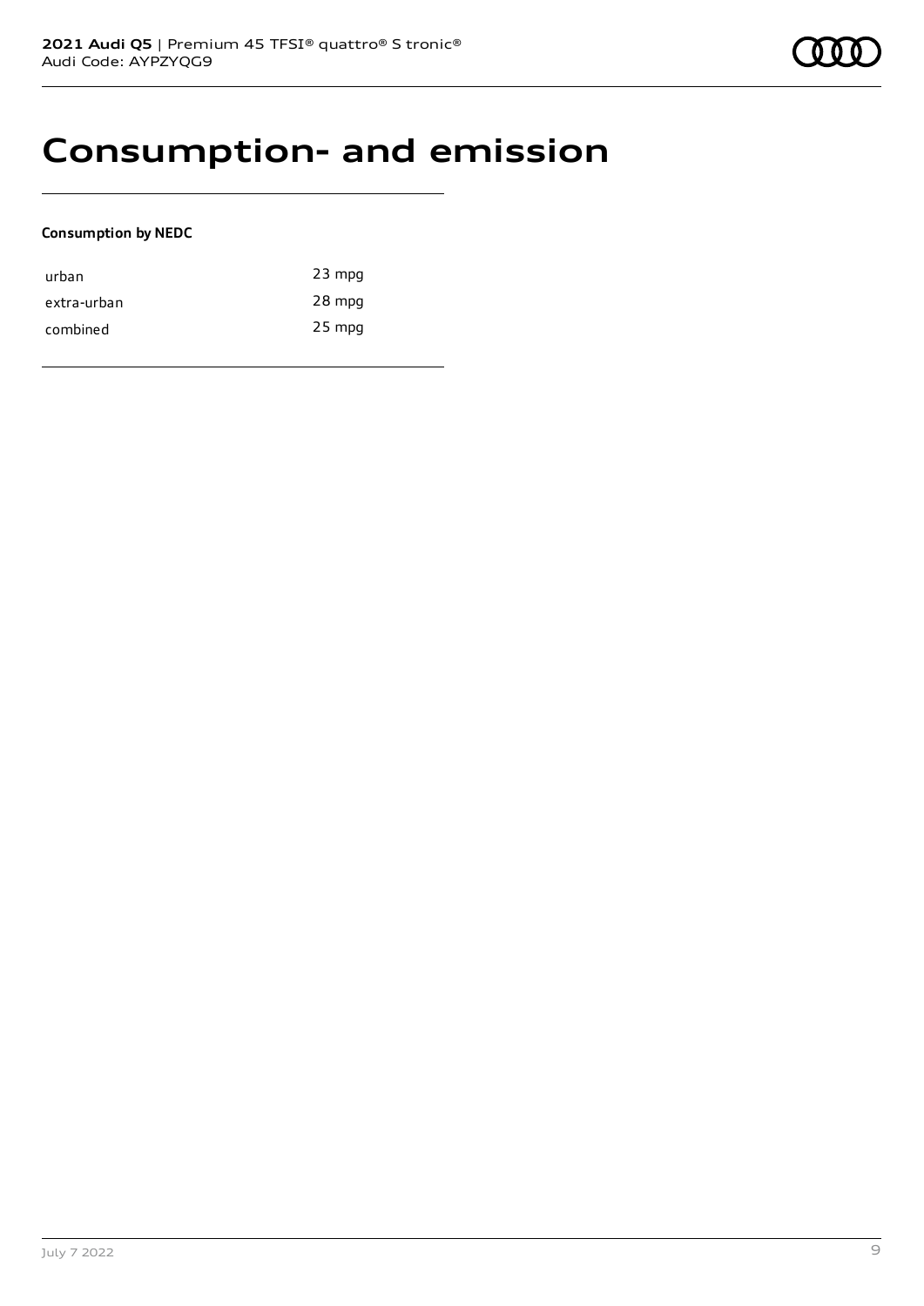# Consumption- and emission

**Consumption by NEDC**

| | |
|---|---|
| urban | 23 mpg |
| extra-urban | 28 mpg |
| combined | 25 mpg |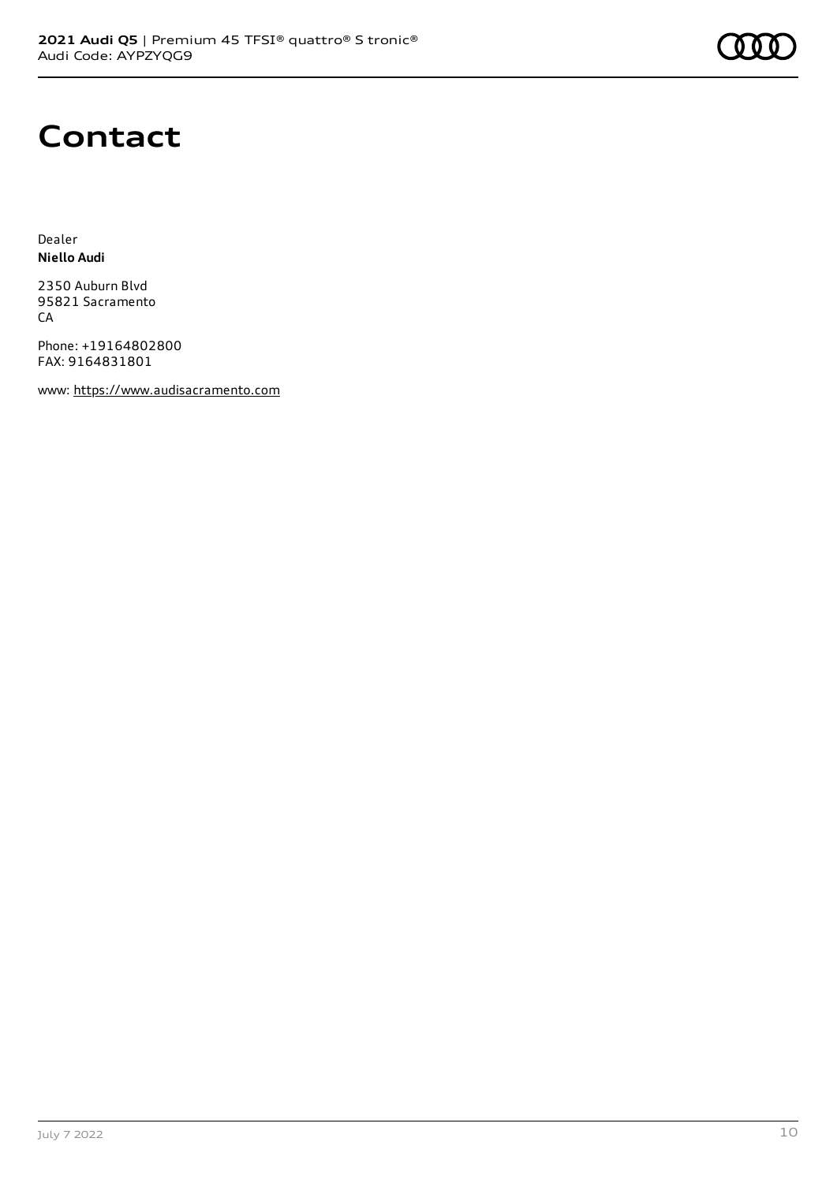# Contact

Dealer
**Niello Audi**

2350 Auburn Blvd
95821 Sacramento
CA

Phone: +19164802800
FAX: 9164831801

www: https://www.audisacramento.com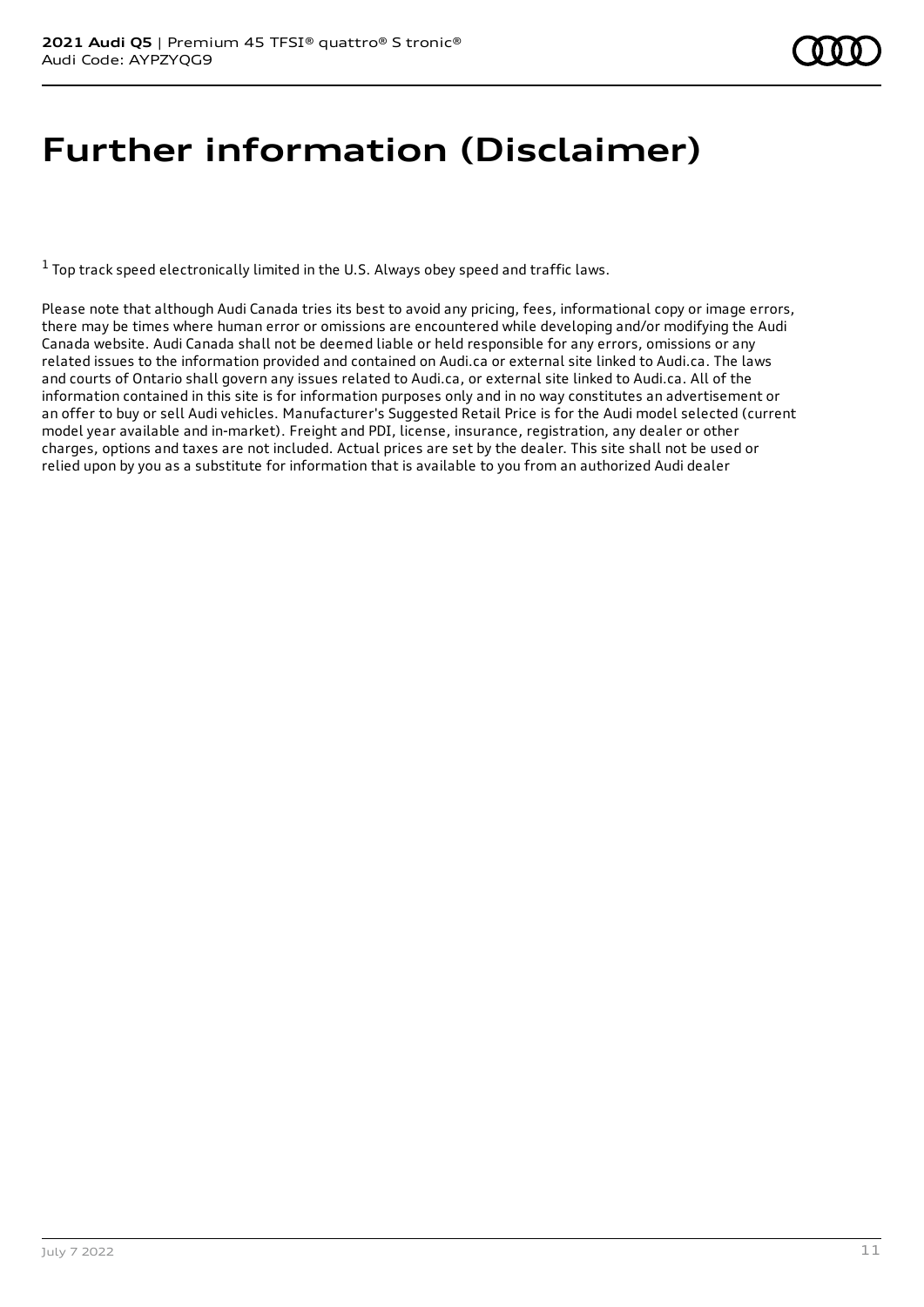# Further information (Disclaimer)

[1] Top track speed electronically limited in the U.S. Always obey speed and traffic laws.

Please note that although Audi Canada tries its best to avoid any pricing, fees, informational copy or image errors, there may be times where human error or omissions are encountered while developing and/or modifying the Audi Canada website. Audi Canada shall not be deemed liable or held responsible for any errors, omissions or any related issues to the information provided and contained on Audi.ca or external site linked to Audi.ca. The laws and courts of Ontario shall govern any issues related to Audi.ca, or external site linked to Audi.ca. All of the information contained in this site is for information purposes only and in no way constitutes an advertisement or an offer to buy or sell Audi vehicles. Manufacturer's Suggested Retail Price is for the Audi model selected (current model year available and in-market). Freight and PDI, license, insurance, registration, any dealer or other charges, options and taxes are not included. Actual prices are set by the dealer. This site shall not be used or relied upon by you as a substitute for information that is available to you from an authorized Audi dealer